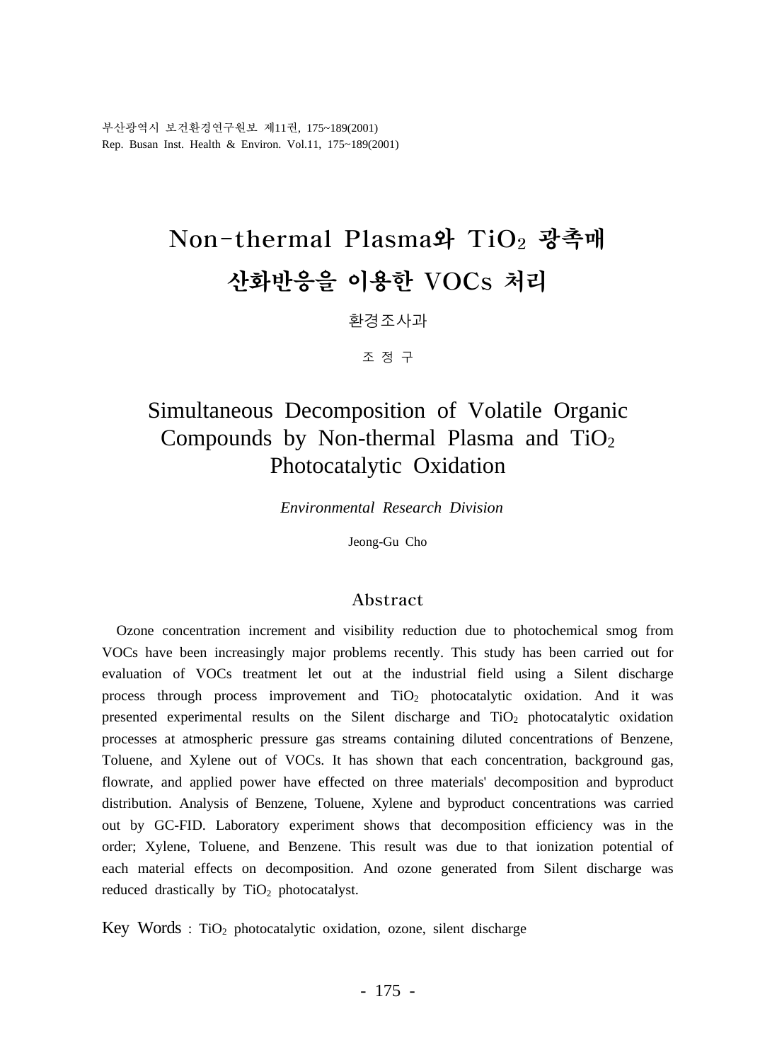# Non-thermal Plasma와 $TiO_2$ 광촉매 산화반응을 이용한 VOCs 처리

환경조사과

조 정 구

# Simultaneous Decomposition of Volatile Organic Compounds by Non-thermal Plasma and $TiO_2$ Photocatalytic Oxidation

*Environmental Research Division*

Jeong-Gu Cho

## Abstract

Ozone concentration increment and visibility reduction due to photochemical smog from VOCs have been increasingly major problems recently. This study has been carried out for evaluation of VOCs treatment let out at the industrial field using a Silent discharge process through process improvement and $TiO_2$ photocatalytic oxidation. And it was presented experimental results on the Silent discharge and $TiO_2$ photocatalytic oxidation processes at atmospheric pressure gas streams containing diluted concentrations of Benzene, Toluene, and Xylene out of VOCs. It has shown that each concentration, background gas, flowrate, and applied power have effected on three materials' decomposition and byproduct distribution. Analysis of Benzene, Toluene, Xylene and byproduct concentrations was carried out by GC-FID. Laboratory experiment shows that decomposition efficiency was in the order; Xylene, Toluene, and Benzene. This result was due to that ionization potential of each material effects on decomposition. And ozone generated from Silent discharge was reduced drastically by $TiO_2$ photocatalyst.

Key Words : $TiO_2$ photocatalytic oxidation, ozone, silent discharge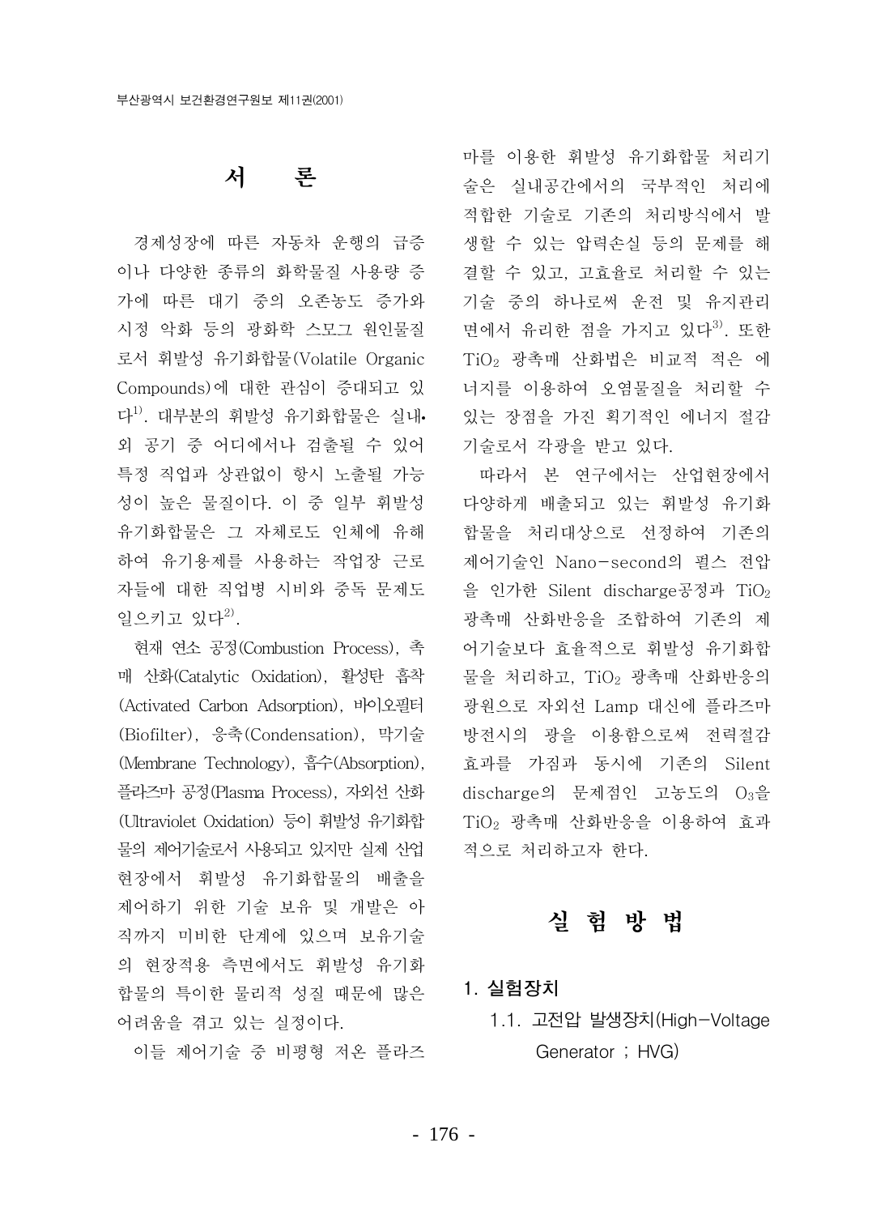# 서　론

경제성장에 따른 자동차 운행의 급증이나 다양한 종류의 화학물질 사용량 증가에 따른 대기 중의 오존농도 증가와 시정 악화 등의 광화학 스모그 원인물질로서 휘발성 유기화합물(Volatile Organic Compounds)에 대한 관심이 증대되고 있다[1]. 대부분의 휘발성 유기화합물은 실내•외 공기 중 어디에서나 검출될 수 있어 특정 직업과 상관없이 항시 노출될 가능성이 높은 물질이다. 이 중 일부 휘발성 유기화합물은 그 자체로도 인체에 유해하여 유기용제를 사용하는 작업장 근로자들에 대한 직업병 시비와 중독 문제도 일으키고 있다[2].

현재 연소 공정(Combustion Process), 촉매 산화(Catalytic Oxidation), 활성탄 흡착(Activated Carbon Adsorption), 바이오필터(Biofilter), 응축(Condensation), 막기술(Membrane Technology), 흡수(Absorption), 플라즈마 공정(Plasma Process), 자외선 산화(Ultraviolet Oxidation) 등이 휘발성 유기화합물의 제어기술로서 사용되고 있지만 실제 산업현장에서 휘발성 유기화합물의 배출을 제어하기 위한 기술 보유 및 개발은 아직까지 미비한 단계에 있으며 보유기술의 현장적용 측면에서도 휘발성 유기화합물의 특이한 물리적 성질 때문에 많은 어려움을 겪고 있는 실정이다.

이들 제어기술 중 비평형 저온 플라즈마를 이용한 휘발성 유기화합물 처리기술은 실내공간에서의 국부적인 처리에 적합한 기술로 기존의 처리방식에서 발생할 수 있는 압력손실 등의 문제를 해결할 수 있고, 고효율로 처리할 수 있는 기술 중의 하나로써 운전 및 유지관리 면에서 유리한 점을 가지고 있다[3]. 또한 $TiO_2$ 광촉매 산화법은 비교적 적은 에너지를 이용하여 오염물질을 처리할 수 있는 장점을 가진 획기적인 에너지 절감 기술로서 각광을 받고 있다.

따라서 본 연구에서는 산업현장에서 다양하게 배출되고 있는 휘발성 유기화합물을 처리대상으로 선정하여 기존의 제어기술인 Nano-second의 펄스 전압을 인가한 Silent discharge공정과 $TiO_2$ 광촉매 산화반응을 조합하여 기존의 제어기술보다 효율적으로 휘발성 유기화합물을 처리하고, $TiO_2$ 광촉매 산화반응의 광원으로 자외선 Lamp 대신에 플라즈마 방전시의 광을 이용함으로써 전력절감 효과를 가짐과 동시에 기존의 Silent discharge의 문제점인 고농도의 $O_3$을 $TiO_2$ 광촉매 산화반응을 이용하여 효과적으로 처리하고자 한다.

# 실 험 방 법

## 1. 실험장치

### 1.1. 고전압 발생장치(High-Voltage Generator ; HVG)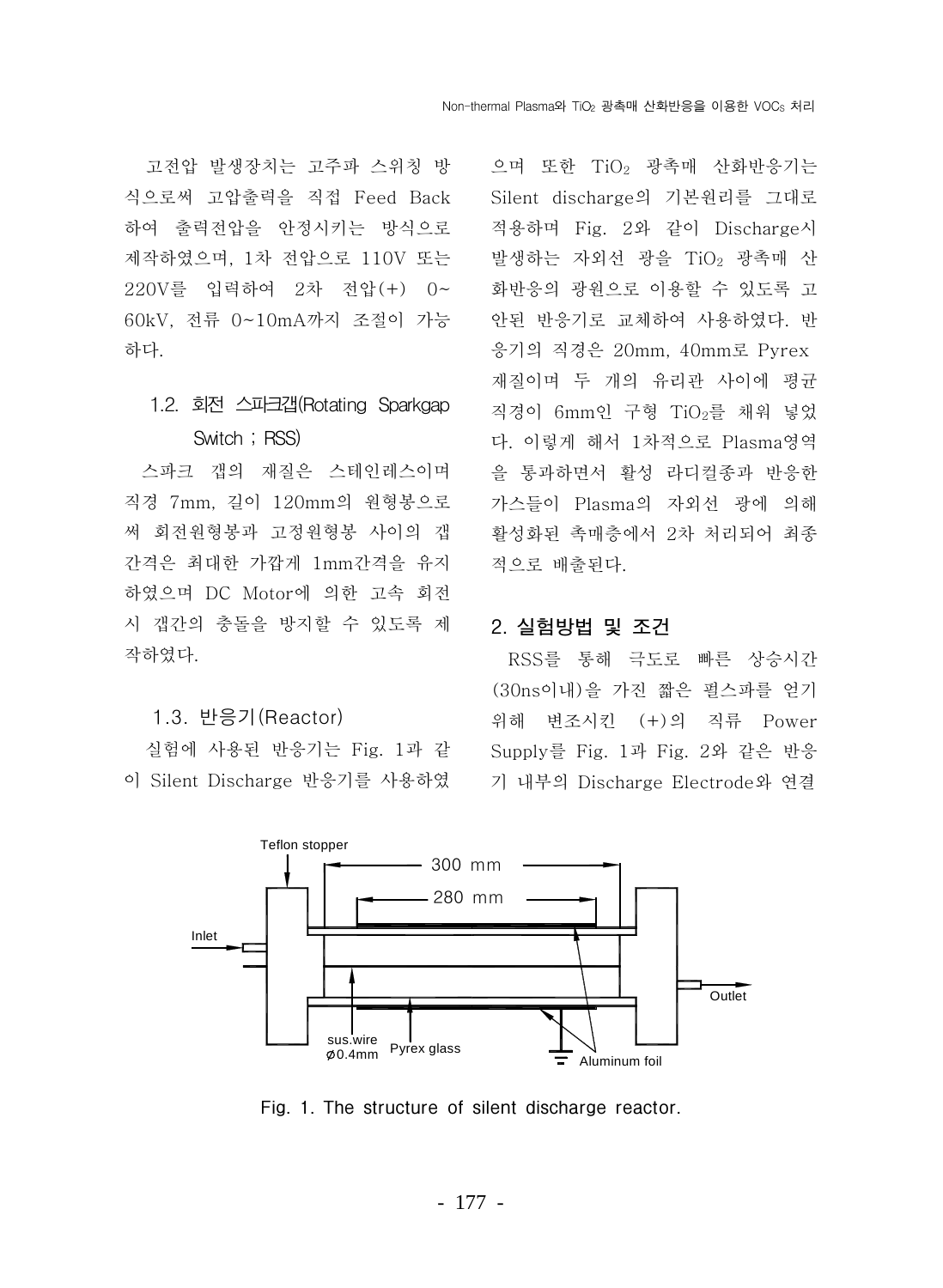고전압 발생장치는 고주파 스위칭 방식으로써 고압출력을 직접 Feed Back 하여 출력전압을 안정시키는 방식으로 제작하였으며, 1차 전압으로 110V 또는 220V를 입력하여 2차 전압(+) 0~60kV, 전류 0~10mA까지 조절이 가능하다.

### 1.2. 회전 스파크갭(Rotating Sparkgap Switch ; RSS)

스파크 갭의 재질은 스테인레스이며 직경 7mm, 길이 120mm의 원형봉으로써 회전원형봉과 고정원형봉 사이의 갭 간격은 최대한 가깝게 1mm간격을 유지하였으며 DC Motor에 의한 고속 회전시 갭간의 충돌을 방지할 수 있도록 제작하였다.

### 1.3. 반응기(Reactor)

실험에 사용된 반응기는 Fig. 1과 같이 Silent Discharge 반응기를 사용하였으며 또한 $TiO_2$ 광촉매 산화반응기는 Silent discharge의 기본원리를 그대로 적용하며 Fig. 2와 같이 Discharge시 발생하는 자외선 광을 $TiO_2$ 광촉매 산화반응의 광원으로 이용할 수 있도록 고안된 반응기로 교체하여 사용하였다. 반응기의 직경은 20mm, 40mm로 Pyrex 재질이며 두 개의 유리관 사이에 평균 직경이 6mm인 구형 $TiO_2$를 채워 넣었다. 이렇게 해서 1차적으로 Plasma영역을 통과하면서 활성 라디컬종과 반응한 가스들이 Plasma의 자외선 광에 의해 활성화된 촉매층에서 2차 처리되어 최종적으로 배출된다.

## 2. 실험방법 및 조건

RSS를 통해 극도로 빠른 상승시간(30ns이내)을 가진 짧은 펄스파를 얻기 위해 변조시킨 (+)의 직류 Power Supply를 Fig. 1과 Fig. 2와 같은 반응기 내부의 Discharge Electrode와 연결

Fig. 1. The structure of silent discharge reactor.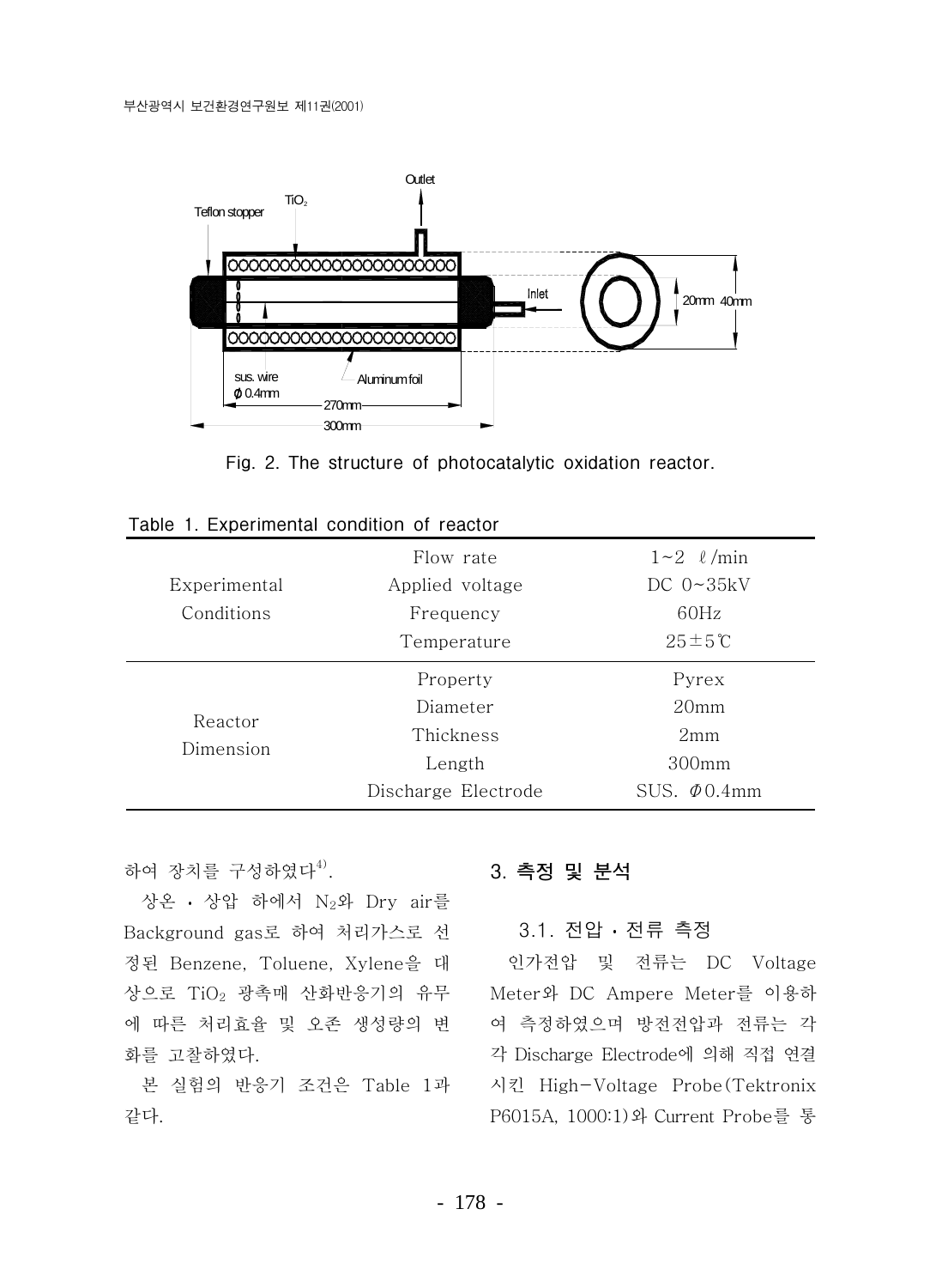Fig. 2. The structure of photocatalytic oxidation reactor.

Table 1. Experimental condition of reactor

| | | |
|---|---|---|
| Experimental Conditions | Flow rate | 1~2 ℓ/min |
| | Applied voltage | DC 0~35kV |
| | Frequency | 60Hz |
| | Temperature | 25±5℃ |
| Reactor Dimension | Property | Pyrex |
| | Diameter | 20mm |
| | Thickness | 2mm |
| | Length | 300mm |
| | Discharge Electrode | SUS. Φ0.4mm |

하여 장치를 구성하였다[4].

상온 · 상압 하에서 $N_2$와 Dry air를 Background gas로 하여 처리가스로 선정된 Benzene, Toluene, Xylene을 대상으로 $TiO_2$ 광촉매 산화반응기의 유무에 따른 처리효율 및 오존 생성량의 변화를 고찰하였다.

본 실험의 반응기 조건은 Table 1과 같다.

## 3. 측정 및 분석

### 3.1. 전압 · 전류 측정

인가전압 및 전류는 DC Voltage Meter와 DC Ampere Meter를 이용하여 측정하였으며 방전전압과 전류는 각각 Discharge Electrode에 의해 직접 연결시킨 High-Voltage Probe(Tektronix P6015A, 1000:1)와 Current Probe를 통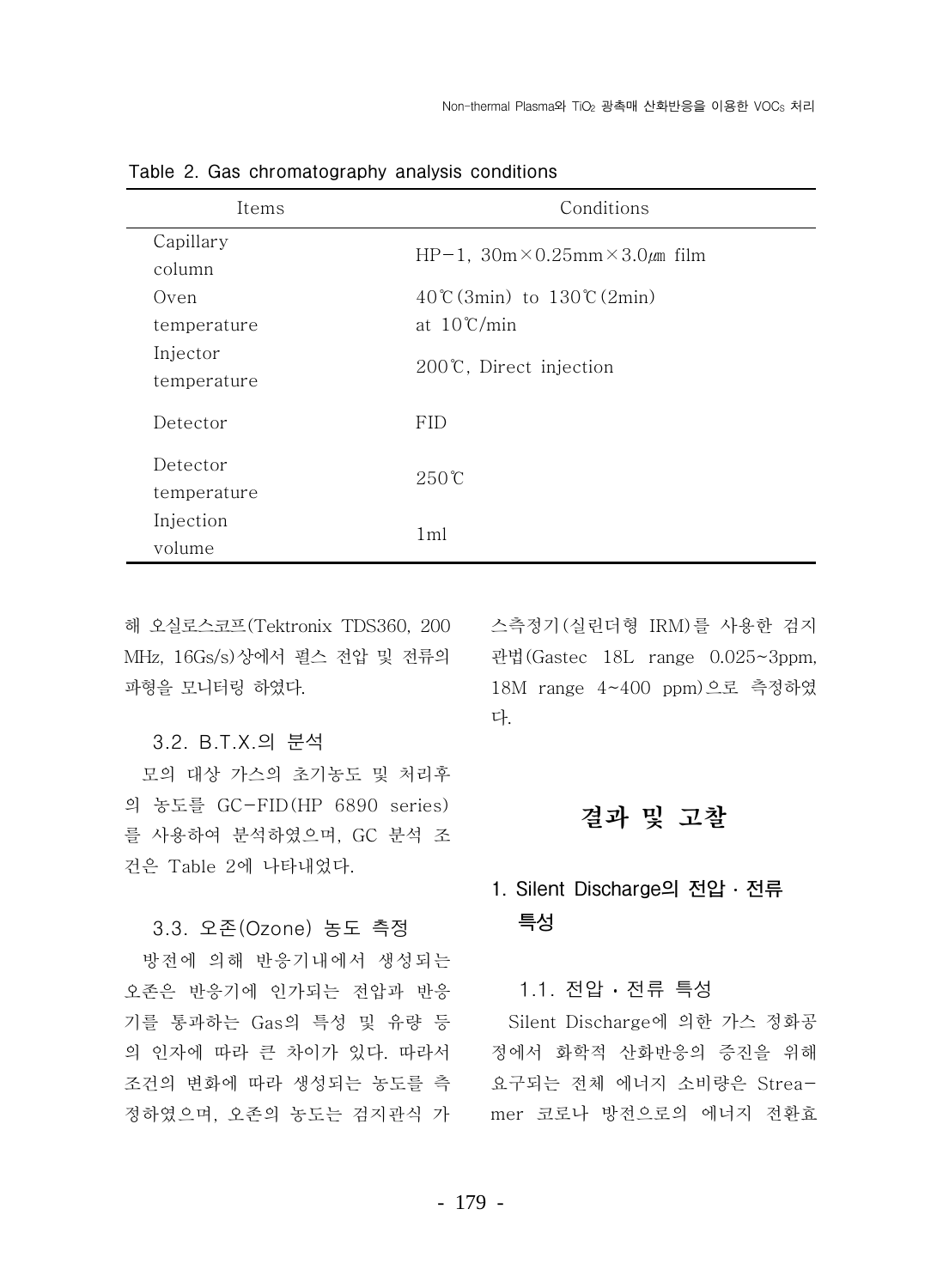Table 2. Gas chromatography analysis conditions

| Items | Conditions |
| --- | --- |
| Capillary column | HP−1, 30m×0.25mm×3.0㎛ film |
| Oven temperature | 40℃(3min) to 130℃(2min) at 10℃/min |
| Injector temperature | 200℃, Direct injection |
| Detector | FID |
| Detector temperature | 250℃ |
| Injection volume | 1ml |

해 오실로스코프(Tektronix TDS360, 200 MHz, 16Gs/s)상에서 펄스 전압 및 전류의 파형을 모니터링 하였다.

### 3.2. B.T.X.의 분석

모의 대상 가스의 초기농도 및 처리후의 농도를 GC−FID(HP 6890 series)를 사용하여 분석하였으며, GC 분석 조건은 Table 2에 나타내었다.

### 3.3. 오존(Ozone) 농도 측정

방전에 의해 반응기내에서 생성되는 오존은 반응기에 인가되는 전압과 반응기를 통과하는 Gas의 특성 및 유량 등의 인자에 따라 큰 차이가 있다. 따라서 조건의 변화에 따라 생성되는 농도를 측정하였으며, 오존의 농도는 검지관식 가스측정기(실린더형 IRM)를 사용한 검지관법(Gastec 18L range 0.025~3ppm, 18M range 4~400 ppm)으로 측정하였다.

# 결과 및 고찰

## 1. Silent Discharge의 전압 · 전류 특성

### 1.1. 전압 · 전류 특성

Silent Discharge에 의한 가스 정화공정에서 화학적 산화반응의 증진을 위해 요구되는 전체 에너지 소비량은 Streamer 코로나 방전으로의 에너지 전환효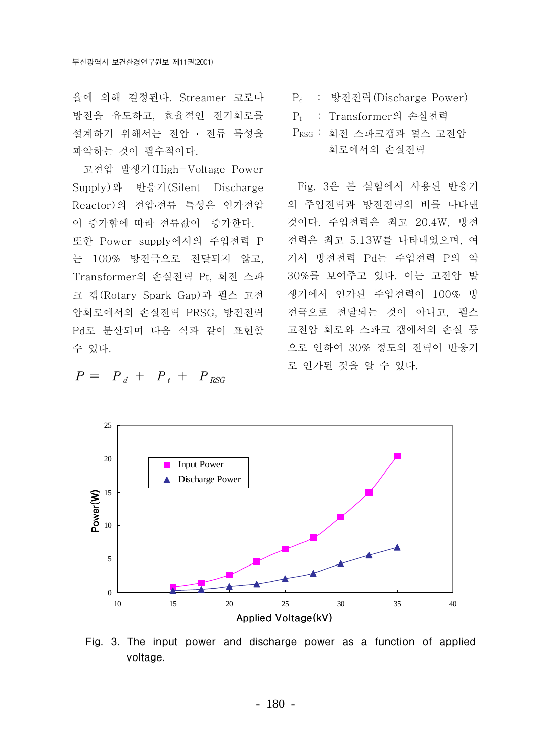율에 의해 결정된다. Streamer 코로나 방전을 유도하고, 효율적인 전기회로를 설계하기 위해서는 전압 · 전류 특성을 파악하는 것이 필수적이다.

고전압 발생기(High-Voltage Power Supply)와 반응기(Silent Discharge Reactor)의 전압·전류 특성은 인가전압이 증가함에 따라 전류값이 증가한다. 또한 Power supply에서의 주입전력 P는 100% 방전극으로 전달되지 않고, Transformer의 손실전력 Pt, 회전 스파크 갭(Rotary Spark Gap)과 펄스 고전압회로에서의 손실전력 PRSG, 방전전력 Pd로 분산되며 다음 식과 같이 표현할 수 있다.

$$P = P_d + P_t + P_{RSG}$$

$P_d$ : 방전전력(Discharge Power)

$P_t$ : Transformer의 손실전력

$P_{RSG}$ : 회전 스파크갭과 펄스 고전압 회로에서의 손실전력

Fig. 3은 본 실험에서 사용된 반응기의 주입전력과 방전전력의 비를 나타낸 것이다. 주입전력은 최고 20.4W, 방전전력은 최고 5.13W를 나타내었으며, 여기서 방전전력 Pd는 주입전력 P의 약 30%를 보여주고 있다. 이는 고전압 발생기에서 인가된 주입전력이 100% 방전극으로 전달되는 것이 아니고, 펄스 고전압 회로와 스파크 갭에서의 손실 등으로 인하여 30% 정도의 전력이 반응기로 인가된 것을 알 수 있다.

Fig. 3. The input power and discharge power as a function of applied voltage.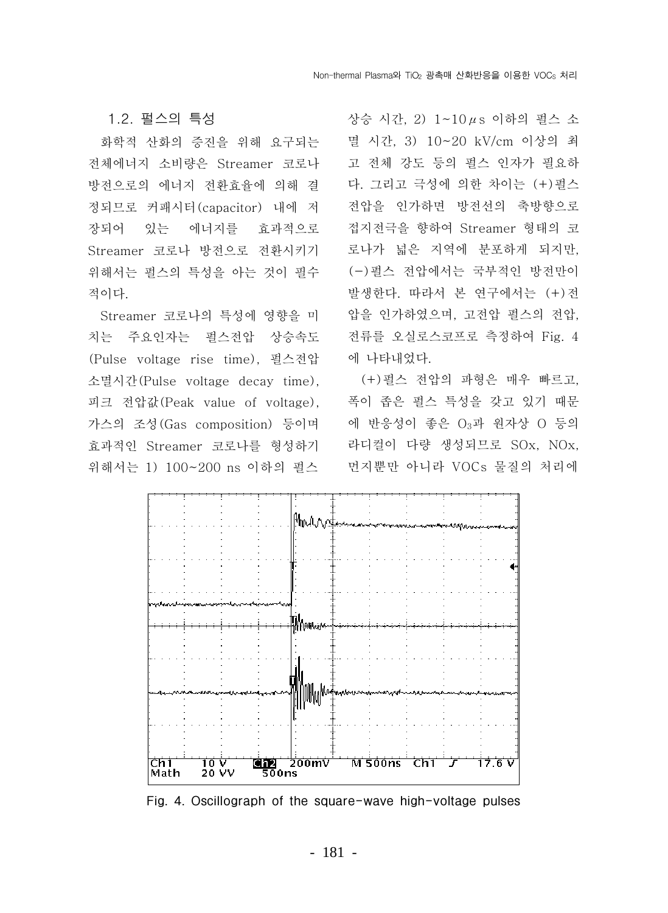### 1.2. 펄스의 특성

화학적 산화의 증진을 위해 요구되는 전체에너지 소비량은 Streamer 코로나 방전으로의 에너지 전환효율에 의해 결정되므로 커패시터(capacitor) 내에 저장되어 있는 에너지를 효과적으로 Streamer 코로나 방전으로 전환시키기 위해서는 펄스의 특성을 아는 것이 필수적이다.

Streamer 코로나의 특성에 영향을 미치는 주요인자는 펄스전압 상승속도(Pulse voltage rise time), 펄스전압 소멸시간(Pulse voltage decay time), 피크 전압값(Peak value of voltage), 가스의 조성(Gas composition) 등이며 효과적인 Streamer 코로나를 형성하기 위해서는 1) 100~200 ns 이하의 펄스 상승 시간, 2) 1~10 $\mu$s 이하의 펄스 소멸 시간, 3) 10~20 kV/cm 이상의 최고 전체 강도 등의 펄스 인자가 필요하다. 그리고 극성에 의한 차이는 (+)펄스 전압을 인가하면 방전선의 축방향으로 접지전극을 향하여 Streamer 형태의 코로나가 넓은 지역에 분포하게 되지만, (−)펄스 전압에서는 국부적인 방전만이 발생한다. 따라서 본 연구에서는 (+)전압을 인가하였으며, 고전압 펄스의 전압, 전류를 오실로스코프로 측정하여 Fig. 4에 나타내었다.

(+)펄스 전압의 파형은 매우 빠르고, 폭이 좁은 펄스 특성을 갖고 있기 때문에 반응성이 좋은 $O_3$과 원자상 O 등의 라디컬이 다량 생성되므로 SOx, NOx, 먼지뿐만 아니라 VOCs 물질의 처리에

Fig. 4. Oscillograph of the square-wave high-voltage pulses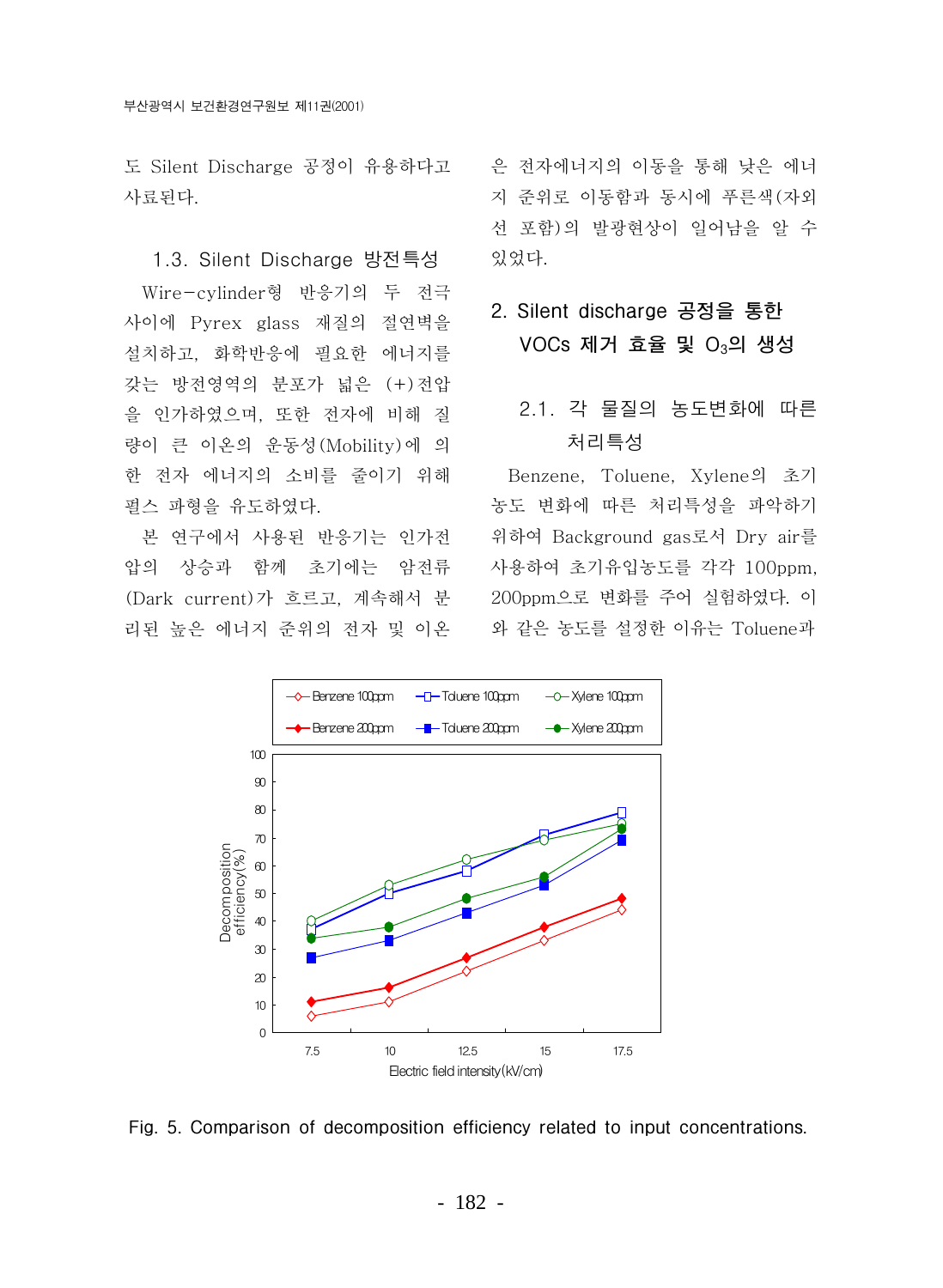도 Silent Discharge 공정이 유용하다고 사료된다.

### 1.3. Silent Discharge 방전특성

Wire-cylinder형 반응기의 두 전극 사이에 Pyrex glass 재질의 절연벽을 설치하고, 화학반응에 필요한 에너지를 갖는 방전영역의 분포가 넓은 (+)전압을 인가하였으며, 또한 전자에 비해 질량이 큰 이온의 운동성(Mobility)에 의한 전자 에너지의 소비를 줄이기 위해 펄스 파형을 유도하였다.

본 연구에서 사용된 반응기는 인가전압의 상승과 함께 초기에는 암전류(Dark current)가 흐르고, 계속해서 분리된 높은 에너지 준위의 전자 및 이온은 전자에너지의 이동을 통해 낮은 에너지 준위로 이동함과 동시에 푸른색(자외선 포함)의 발광현상이 일어남을 알 수 있었다.

## 2. Silent discharge 공정을 통한 VOCs 제거 효율 및 $O_3$의 생성

### 2.1. 각 물질의 농도변화에 따른 처리특성

Benzene, Toluene, Xylene의 초기농도 변화에 따른 처리특성을 파악하기 위하여 Background gas로서 Dry air를 사용하여 초기유입농도를 각각 100ppm, 200ppm으로 변화를 주어 실험하였다. 이와 같은 농도를 설정한 이유는 Toluene과

Fig. 5. Comparison of decomposition efficiency related to input concentrations.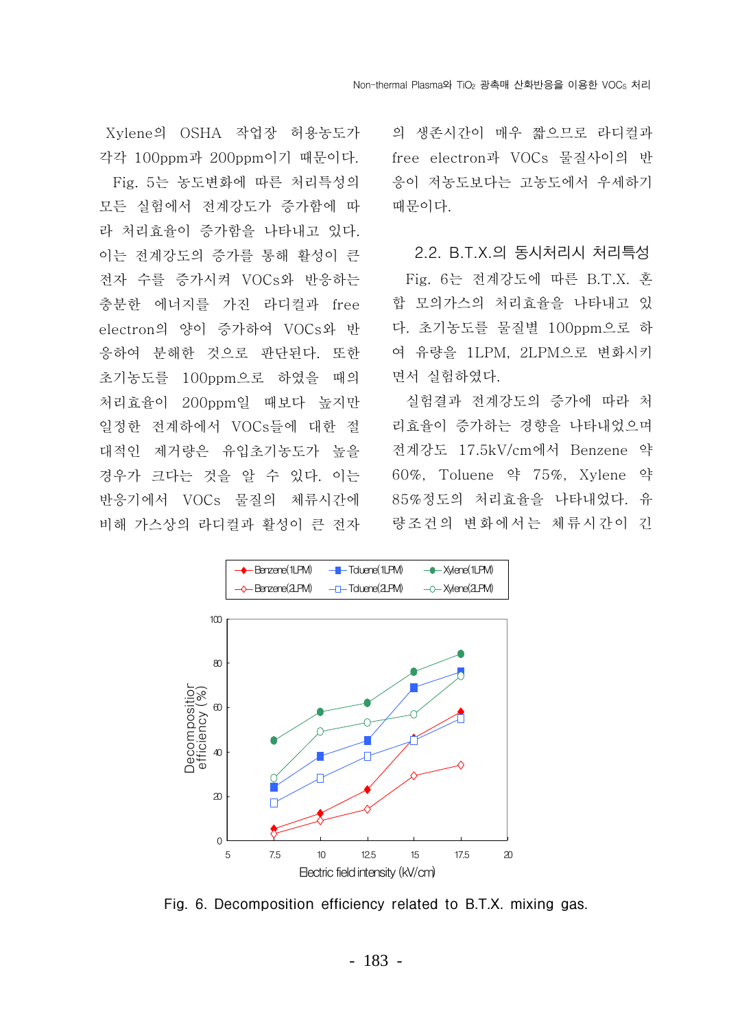Xylene의 OSHA 작업장 허용농도가 각각 100ppm과 200ppm이기 때문이다.

Fig. 5는 농도변화에 따른 처리특성의 모든 실험에서 전계강도가 증가함에 따라 처리효율이 증가함을 나타내고 있다. 이는 전계강도의 증가를 통해 활성이 큰 전자 수를 증가시켜 VOCs와 반응하는 충분한 에너지를 가진 라디컬과 free electron의 양이 증가하여 VOCs와 반응하여 분해한 것으로 판단된다. 또한 초기농도를 100ppm으로 하였을 때의 처리효율이 200ppm일 때보다 높지만 일정한 전계하에서 VOCs들에 대한 절대적인 제거량은 유입초기농도가 높을 경우가 크다는 것을 알 수 있다. 이는 반응기에서 VOCs 물질의 체류시간에 비해 가스상의 라디컬과 활성이 큰 전자의 생존시간이 매우 짧으므로 라디컬과 free electron과 VOCs 물질사이의 반응이 저농도보다는 고농도에서 우세하기 때문이다.

### 2.2. B.T.X.의 동시처리시 처리특성

Fig. 6는 전계강도에 따른 B.T.X. 혼합 모의가스의 처리효율을 나타내고 있다. 초기농도를 물질별 100ppm으로 하여 유량을 1LPM, 2LPM으로 변화시키면서 실험하였다.

실험결과 전계강도의 증가에 따라 처리효율이 증가하는 경향을 나타내었으며 전계강도 17.5kV/cm에서 Benzene 약 60%, Toluene 약 75%, Xylene 약 85%정도의 처리효율을 나타내었다. 유량조건의 변화에서는 체류시간이 긴

Fig. 6. Decomposition efficiency related to B.T.X. mixing gas.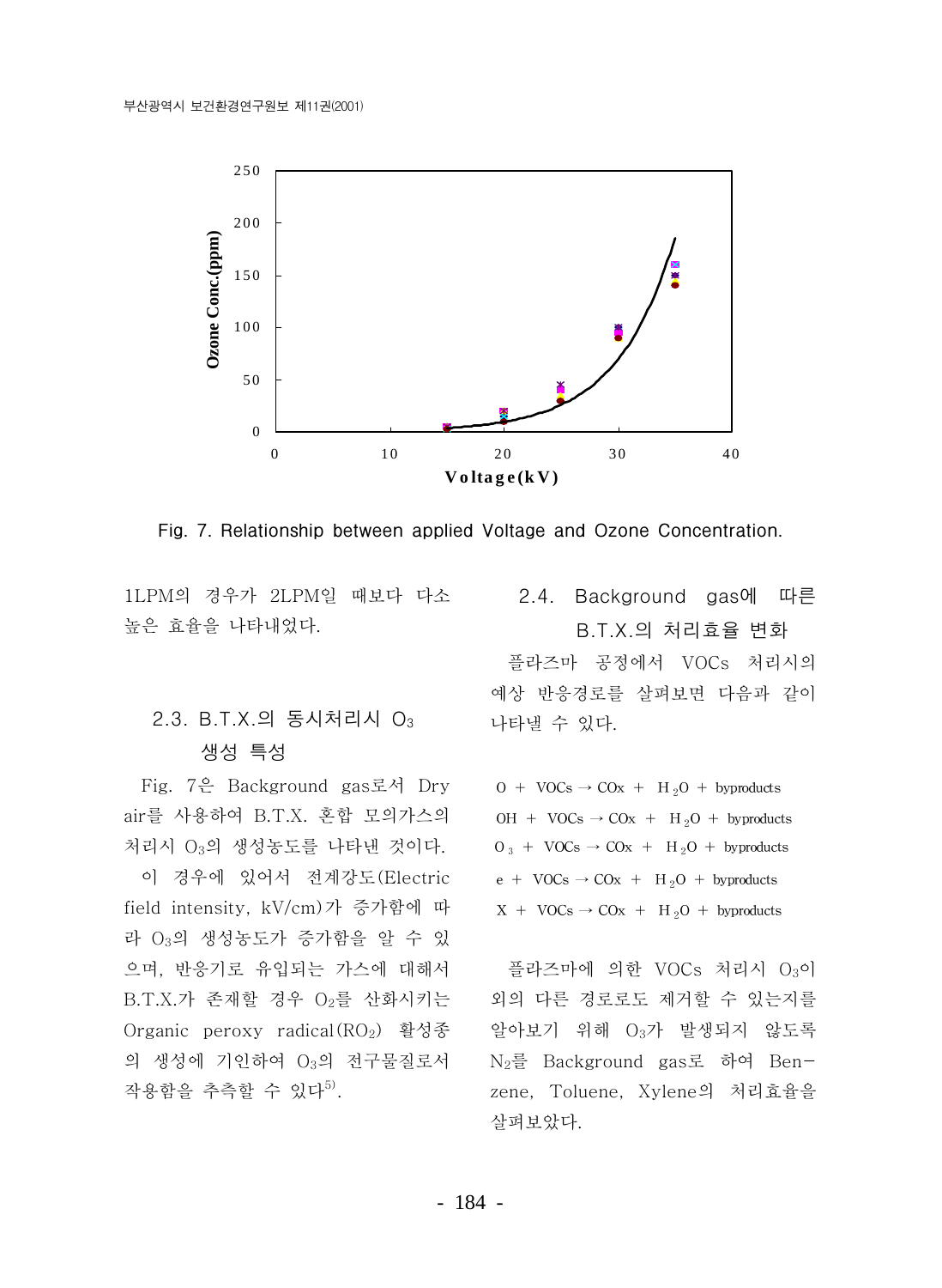Fig. 7. Relationship between applied Voltage and Ozone Concentration.

1LPM의 경우가 2LPM일 때보다 다소 높은 효율을 나타내었다.

### 2.3. B.T.X.의 동시처리시 $O_3$ 생성 특성

Fig. 7은 Background gas로서 Dry air를 사용하여 B.T.X. 혼합 모의가스의 처리시 $O_3$의 생성농도를 나타낸 것이다.

이 경우에 있어서 전계강도(Electric field intensity, kV/cm)가 증가함에 따라 $O_3$의 생성농도가 증가함을 알 수 있으며, 반응기로 유입되는 가스에 대해서 B.T.X.가 존재할 경우 $O_2$를 산화시키는 Organic peroxy radical($RO_2$) 활성종의 생성에 기인하여 $O_3$의 전구물질로서 작용함을 추측할 수 있다[5].

### 2.4. Background gas에 따른 B.T.X.의 처리효율 변화

플라즈마 공정에서 VOCs 처리시의 예상 반응경로를 살펴보면 다음과 같이 나타낼 수 있다.

$$O + VOCs \rightarrow COx + H_2O + byproducts$$
$$OH + VOCs \rightarrow COx + H_2O + byproducts$$
$$O_3 + VOCs \rightarrow COx + H_2O + byproducts$$
$$e + VOCs \rightarrow COx + H_2O + byproducts$$
$$X + VOCs \rightarrow COx + H_2O + byproducts$$

플라즈마에 의한 VOCs 처리시 $O_3$이외의 다른 경로로도 제거할 수 있는지를 알아보기 위해 $O_3$가 발생되지 않도록 $N_2$를 Background gas로 하여 Benzene, Toluene, Xylene의 처리효율을 살펴보았다.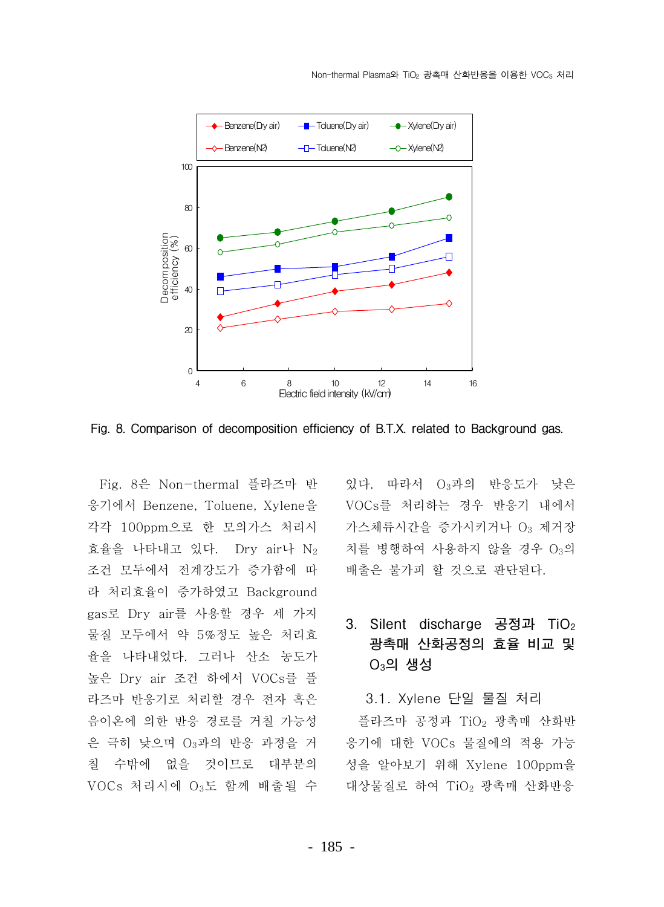Fig. 8. Comparison of decomposition efficiency of B.T.X. related to Background gas.

Fig. 8은 Non-thermal 플라즈마 반응기에서 Benzene, Toluene, Xylene을 각각 100ppm으로 한 모의가스 처리시 효율을 나타내고 있다. Dry air나 $N_2$ 조건 모두에서 전계강도가 증가함에 따라 처리효율이 증가하였고 Background gas로 Dry air를 사용할 경우 세 가지 물질 모두에서 약 5%정도 높은 처리효율을 나타내었다. 그러나 산소 농도가 높은 Dry air 조건 하에서 VOCs를 플라즈마 반응기로 처리할 경우 전자 혹은 음이온에 의한 반응 경로를 거칠 가능성은 극히 낮으며 $O_3$과의 반응 과정을 거칠 수밖에 없을 것이므로 대부분의 VOCs 처리시에 $O_3$도 함께 배출될 수 있다. 따라서 $O_3$과의 반응도가 낮은 VOCs를 처리하는 경우 반응기 내에서 가스체류시간을 증가시키거나 $O_3$ 제거장치를 병행하여 사용하지 않을 경우 $O_3$의 배출은 불가피 할 것으로 판단된다.

## 3. Silent discharge 공정과 $TiO_2$ 광촉매 산화공정의 효율 비교 및 $O_3$의 생성

### 3.1. Xylene 단일 물질 처리

플라즈마 공정과 $TiO_2$ 광촉매 산화반응기에 대한 VOCs 물질에의 적용 가능성을 알아보기 위해 Xylene 100ppm을 대상물질로 하여 $TiO_2$ 광촉매 산화반응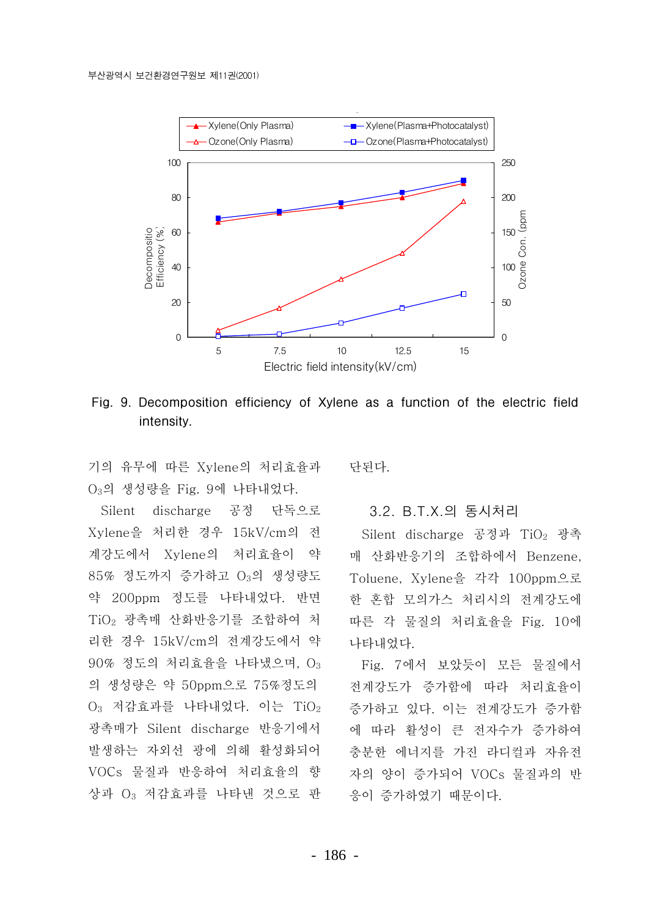Fig. 9. Decomposition efficiency of Xylene as a function of the electric field intensity.

기의 유무에 따른 Xylene의 처리효율과 $O_3$의 생성량을 Fig. 9에 나타내었다.

Silent discharge 공정 단독으로 Xylene을 처리한 경우 15kV/cm의 전계강도에서 Xylene의 처리효율이 약 85% 정도까지 증가하고 $O_3$의 생성량도 약 200ppm 정도를 나타내었다. 반면 $TiO_2$ 광촉매 산화반응기를 조합하여 처리한 경우 15kV/cm의 전계강도에서 약 90% 정도의 처리효율을 나타냈으며, $O_3$의 생성량은 약 50ppm으로 75%정도의 $O_3$ 저감효과를 나타내었다. 이는 $TiO_2$ 광촉매가 Silent discharge 반응기에서 발생하는 자외선 광에 의해 활성화되어 VOCs 물질과 반응하여 처리효율의 향상과 $O_3$ 저감효과를 나타낸 것으로 판단된다.

### 3.2. B.T.X.의 동시처리

Silent discharge 공정과 $TiO_2$ 광촉매 산화반응기의 조합에서 Benzene, Toluene, Xylene을 각각 100ppm으로 한 혼합 모의가스 처리시의 전계강도에 따른 각 물질의 처리효율을 Fig. 10에 나타내었다.

Fig. 7에서 보았듯이 모든 물질에서 전계강도가 증가함에 따라 처리효율이 증가하고 있다. 이는 전계강도가 증가함에 따라 활성이 큰 전자수가 증가하여 충분한 에너지를 가진 라디컬과 자유전자의 양이 증가되어 VOCs 물질과의 반응이 증가하였기 때문이다.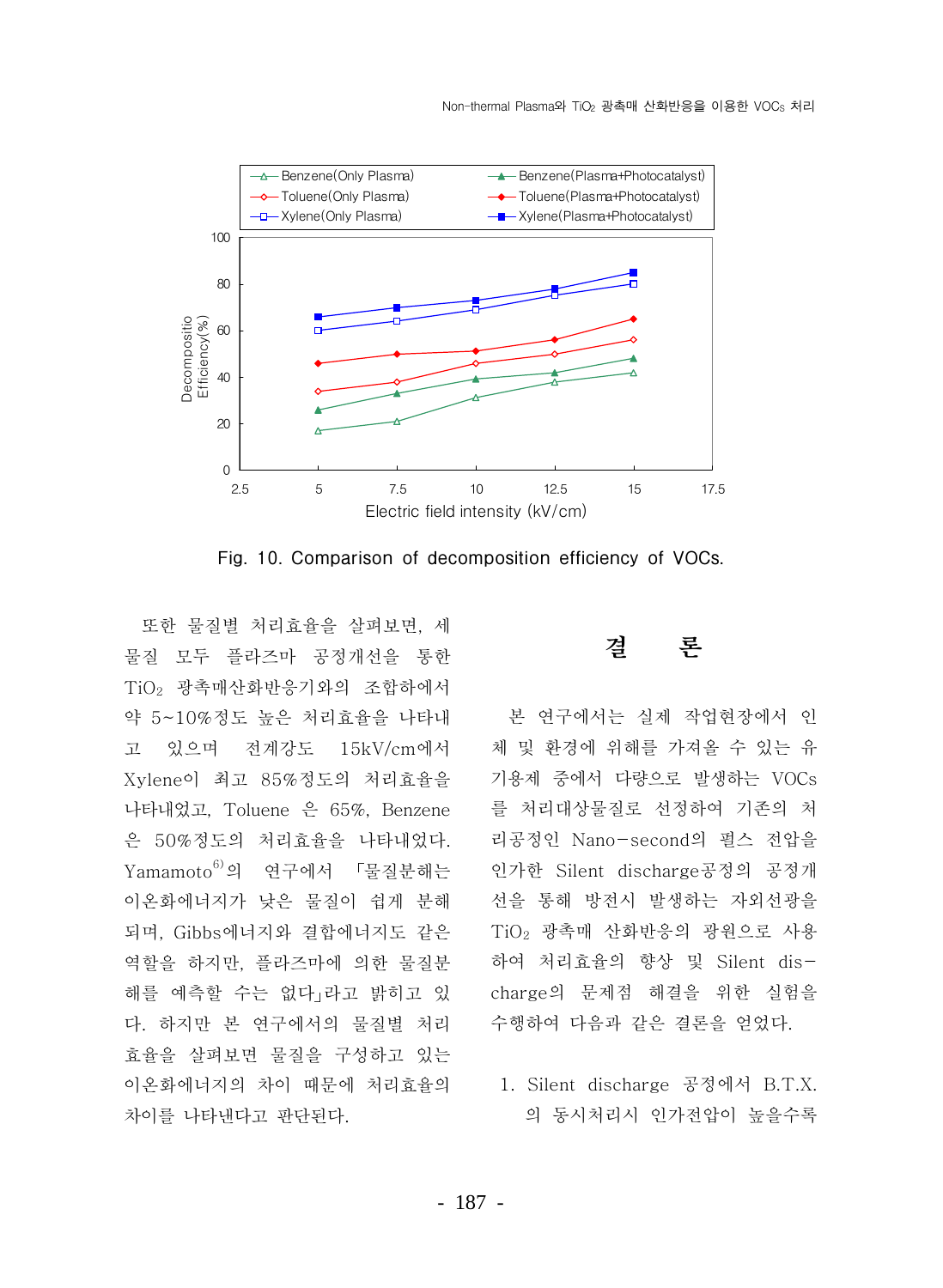Fig. 10. Comparison of decomposition efficiency of VOCs.

또한 물질별 처리효율을 살펴보면, 세 물질 모두 플라즈마 공정개선을 통한 $TiO_2$ 광촉매산화반응기와의 조합에서 약 5~10%정도 높은 처리효율을 나타내고 있으며 전계강도 15kV/cm에서 Xylene이 최고 85%정도의 처리효율을 나타내었고, Toluene 은 65%, Benzene 은 50%정도의 처리효율을 나타내었다. Yamamoto[6]의 연구에서 「물질분해는 이온화에너지가 낮은 물질이 쉽게 분해되며, Gibbs에너지와 결합에너지도 같은 역할을 하지만, 플라즈마에 의한 물질분해를 예측할 수는 없다」라고 밝히고 있다. 하지만 본 연구에서의 물질별 처리효율을 살펴보면 물질을 구성하고 있는 이온화에너지의 차이 때문에 처리효율의 차이를 나타낸다고 판단된다.

# 결　　론

본 연구에서는 실제 작업현장에서 인체 및 환경에 위해를 가져올 수 있는 유기용제 중에서 다량으로 발생하는 VOCs를 처리대상물질로 선정하여 기존의 처리공정인 Nano-second의 펄스 전압을 인가한 Silent discharge공정의 공정개선을 통해 방전시 발생하는 자외선광을 $TiO_2$ 광촉매 산화반응의 광원으로 사용하여 처리효율의 향상 및 Silent discharge의 문제점 해결을 위한 실험을 수행하여 다음과 같은 결론을 얻었다.

1. Silent discharge 공정에서 B.T.X.의 동시처리시 인가전압이 높을수록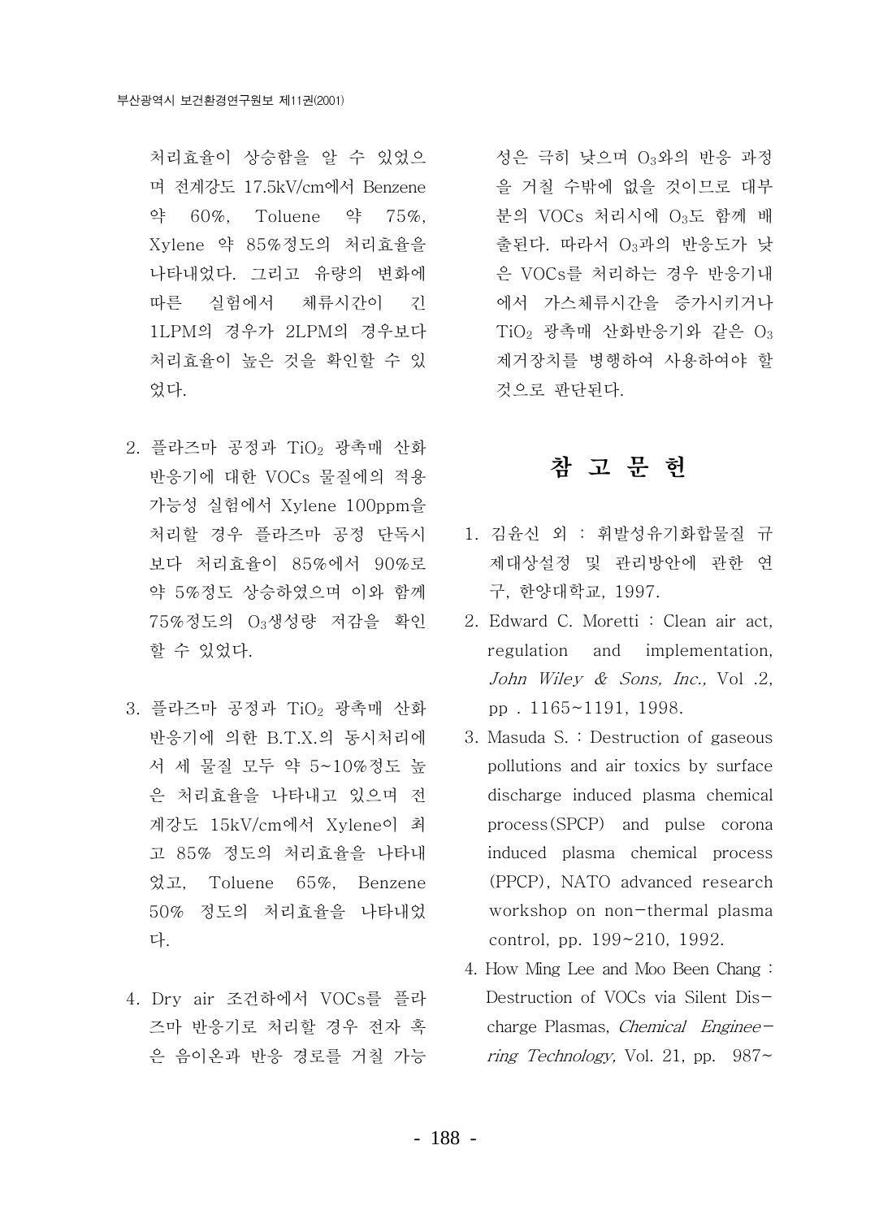처리효율이 상승함을 알 수 있었으며 전계강도 17.5kV/cm에서 Benzene 약 60%, Toluene 약 75%, Xylene 약 85%정도의 처리효율을 나타내었다. 그리고 유량의 변화에 따른 실험에서 체류시간이 긴 1LPM의 경우가 2LPM의 경우보다 처리효율이 높은 것을 확인할 수 있었다.

2. 플라즈마 공정과 $TiO_2$ 광촉매 산화 반응기에 대한 VOCs 물질에의 적용 가능성 실험에서 Xylene 100ppm을 처리할 경우 플라즈마 공정 단독시 보다 처리효율이 85%에서 90%로 약 5%정도 상승하였으며 이와 함께 75%정도의 $O_3$생성량 저감을 확인 할 수 있었다.

3. 플라즈마 공정과 $TiO_2$ 광촉매 산화 반응기에 의한 B.T.X.의 동시처리에서 세 물질 모두 약 5~10%정도 높은 처리효율을 나타내고 있으며 전계강도 15kV/cm에서 Xylene이 최고 85% 정도의 처리효율을 나타내었고, Toluene 65%, Benzene 50% 정도의 처리효율을 나타내었다.

4. Dry air 조건하에서 VOCs를 플라즈마 반응기로 처리할 경우 전자 혹은 음이온과 반응 경로를 거칠 가능성은 극히 낮으며 $O_3$와의 반응 과정을 거칠 수밖에 없을 것이므로 대부분의 VOCs 처리시에 $O_3$도 함께 배출된다. 따라서 $O_3$과의 반응도가 낮은 VOCs를 처리하는 경우 반응기내에서 가스체류시간을 증가시키거나 $TiO_2$ 광촉매 산화반응기와 같은 $O_3$ 제거장치를 병행하여 사용하여야 할 것으로 판단된다.

# 참 고 문 헌

1. 김윤신 외 : 휘발성유기화합물질 규제대상설정 및 관리방안에 관한 연구, 한양대학교, 1997.
2. Edward C. Moretti : Clean air act, regulation and implementation, *John Wiley & Sons, Inc.,* Vol .2, pp . 1165~1191, 1998.
3. Masuda S. : Destruction of gaseous pollutions and air toxics by surface discharge induced plasma chemical process(SPCP) and pulse corona induced plasma chemical process (PPCP), NATO advanced research workshop on non-thermal plasma control, pp. 199~210, 1992.
4. How Ming Lee and Moo Been Chang : Destruction of VOCs via Silent Discharge Plasmas, *Chemical Engineering Technology,* Vol. 21, pp. 987~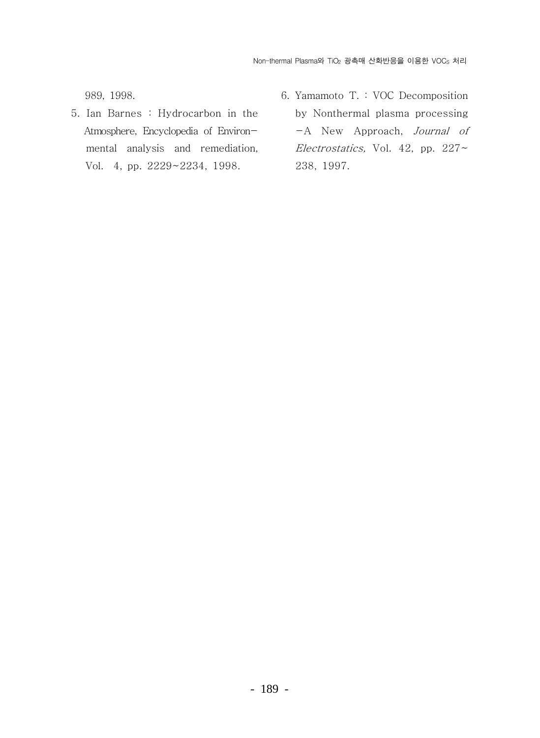989, 1998.

5. Ian Barnes : Hydrocarbon in the Atmosphere, Encyclopedia of Environmental analysis and remediation, Vol. 4, pp. 2229~2234, 1998.

6. Yamamoto T. : VOC Decomposition by Nonthermal plasma processing −A New Approach, *Journal of Electrostatics,* Vol. 42, pp. 227~238, 1997.